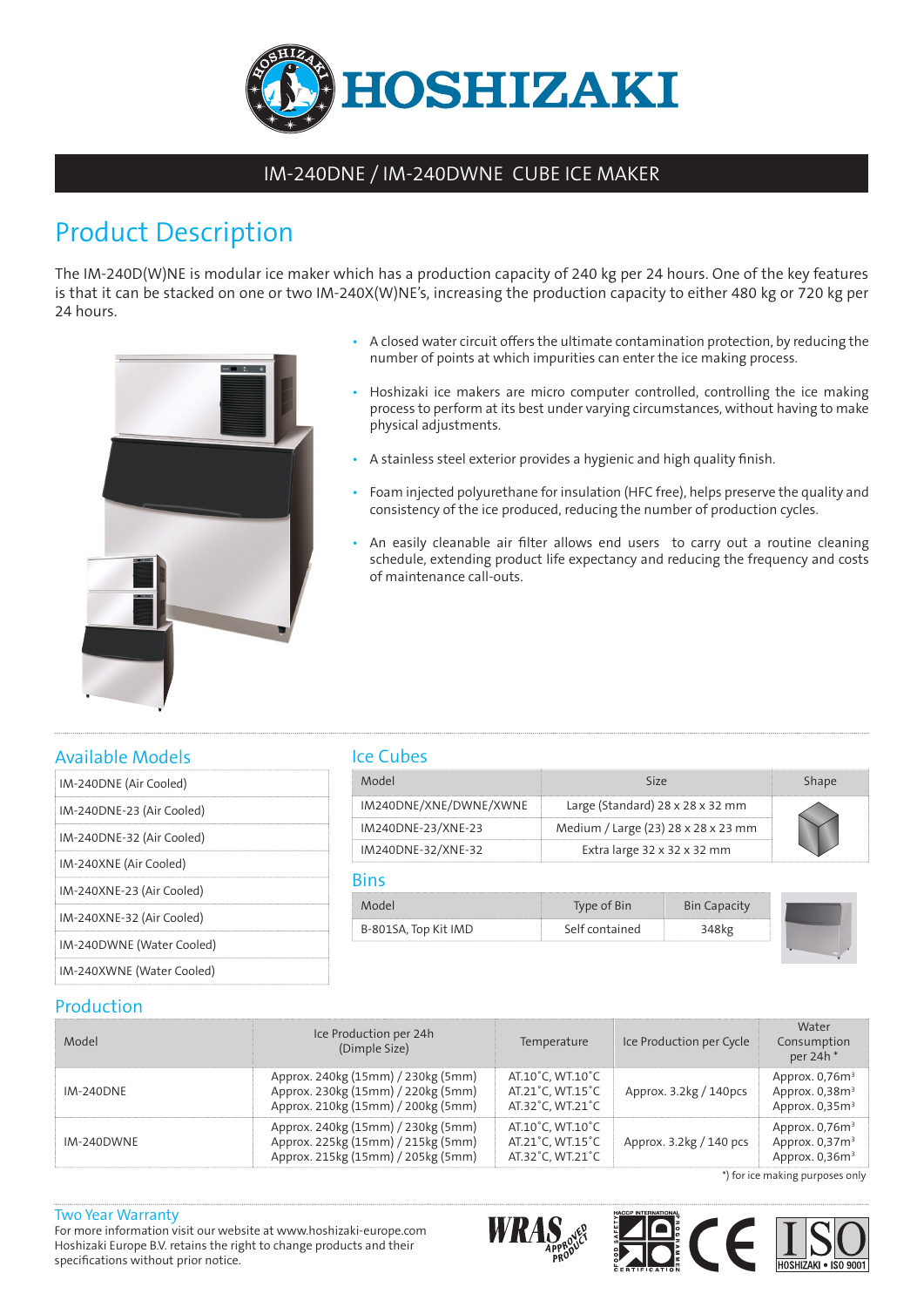# HOSHIZAKI

## IM-240DNE / IM-240DWNE CUBE ICE MAKER

## Product Description

The IM-240D(W)NE is modular ice maker which has a production capacity of 240 kg per 24 hours. One of the key features is that it can be stacked on one or two IM-240X(W)NE's, increasing the production capacity to either 480 kg or 720 kg per 24 hours.

- A closed water circuit offers the ultimate contamination protection, by reducing the number of points at which impurities can enter the ice making process.
- Hoshizaki ice makers are micro computer controlled, controlling the ice making process to perform at its best under varying circumstances, without having to make physical adjustments.
- A stainless steel exterior provides a hygienic and high quality finish.
- Foam injected polyurethane for insulation (HFC free), helps preserve the quality and consistency of the ice produced, reducing the number of production cycles.
- An easily cleanable air filter allows end users to carry out a routine cleaning schedule, extending product life expectancy and reducing the frequency and costs of maintenance call-outs.

## Available Models

| |
|---|
| IM-240DNE (Air Cooled) |
| IM-240DNE-23 (Air Cooled) |
| IM-240DNE-32 (Air Cooled) |
| IM-240XNE (Air Cooled) |
| IM-240XNE-23 (Air Cooled) |
| IM-240XNE-32 (Air Cooled) |
| IM-240DWNE (Water Cooled) |
| IM-240XWNE (Water Cooled) |

## Ice Cubes

| Model | Size | Shape |
|---|---|---|
| IM240DNE/XNE/DWNE/XWNE | Large (Standard) 28 x 28 x 32 mm | |
| IM240DNE-23/XNE-23 | Medium / Large (23) 28 x 28 x 23 mm | |
| IM240DNE-32/XNE-32 | Extra large 32 x 32 x 32 mm | |

## Bins

| Model | Type of Bin | Bin Capacity |
|---|---|---|
| B-801SA, Top Kit IMD | Self contained | 348kg |

## Production

| Model | Ice Production per 24h (Dimple Size) | Temperature | Ice Production per Cycle | Water Consumption per 24h * |
|---|---|---|---|---|
| IM-240DNE | Approx. 240kg (15mm) / 230kg (5mm)<br>Approx. 230kg (15mm) / 220kg (5mm)<br>Approx. 210kg (15mm) / 200kg (5mm) | AT.10˚C, WT.10˚C<br>AT.21˚C, WT.15˚C<br>AT.32˚C, WT.21˚C | Approx. 3.2kg / 140pcs | Approx. 0,76m³<br>Approx. 0,38m³<br>Approx. 0,35m³ |
| IM-240DWNE | Approx. 240kg (15mm) / 230kg (5mm)<br>Approx. 225kg (15mm) / 215kg (5mm)<br>Approx. 215kg (15mm) / 205kg (5mm) | AT.10˚C, WT.10˚C<br>AT.21˚C, WT.15˚C<br>AT.32˚C, WT.21˚C | Approx. 3.2kg / 140 pcs | Approx. 0,76m³<br>Approx. 0,37m³<br>Approx. 0,36m³ |

*) for ice making purposes only

## Two Year Warranty

For more information visit our website at www.hoshizaki-europe.com
Hoshizaki Europe B.V. retains the right to change products and their specifications without prior notice.

WRAS APPROVED PRODUCT · HACCP INTERNATIONAL FOOD SAFETY CERTIFICATION PROGRAMME · CE · ISO HOSHIZAKI • ISO 9001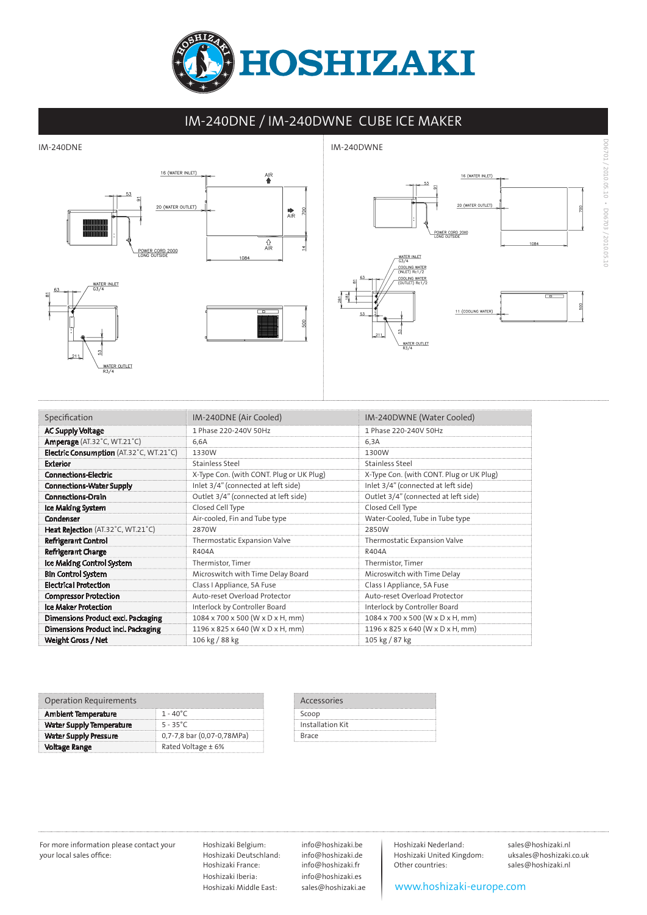# IM-240DNE / IM-240DWNE CUBE ICE MAKER

IM-240DNE

16 (WATER INLET)
AIR
53
91
20 (WATER OUTLET)
AIR
700
AIR
POWER CORD 2000
LONG OUTSIDE
1084
14
63
WATER INLET
G3/4
81
500
211
53
WATER OUTLET
R3/4

IM-240DWNE

16 (WATER INLET)
53
91
20 (WATER OUTLET)
700
POWER CORD 2000
LONG OUTSIDE
1084
WATER INLET
G3/4
COOLING WATER
(INLET) Rc1/2
COOLING WATER
(OUTLET) Rc1/2
63
81
18
281
53
11 (COOLING WATER)
500
211
53
WATER OUTLET
R3/4

D6701 / 2010.05.10 • D6703 / 2010.05.10

| Specification | IM-240DNE (Air Cooled) | IM-240DWNE (Water Cooled) |
|---|---|---|
| **AC Supply Voltage** | 1 Phase 220-240V 50Hz | 1 Phase 220-240V 50Hz |
| **Amperage** (AT.32˚C, WT.21˚C) | 6,6A | 6,3A |
| **Electric Consumption** (AT.32˚C, WT.21˚C) | 1330W | 1300W |
| **Exterior** | Stainless Steel | Stainless Steel |
| **Connections-Electric** | X-Type Con. (with CONT. Plug or UK Plug) | X-Type Con. (with CONT. Plug or UK Plug) |
| **Connections-Water Supply** | Inlet 3/4" (connected at left side) | Inlet 3/4" (connected at left side) |
| **Connections-Drain** | Outlet 3/4" (connected at left side) | Outlet 3/4" (connected at left side) |
| **Ice Making System** | Closed Cell Type | Closed Cell Type |
| **Condenser** | Air-cooled, Fin and Tube type | Water-Cooled, Tube in Tube type |
| **Heat Rejection** (AT.32˚C, WT.21˚C) | 2870W | 2850W |
| **Refrigerant Control** | Thermostatic Expansion Valve | Thermostatic Expansion Valve |
| **Refrigerant Charge** | R404A | R404A |
| **Ice Making Control System** | Thermistor, Timer | Thermistor, Timer |
| **Bin Control System** | Microswitch with Time Delay Board | Microswitch with Time Delay |
| **Electrical Protection** | Class I Appliance, 5A Fuse | Class I Appliance, 5A Fuse |
| **Compressor Protection** | Auto-reset Overload Protector | Auto-reset Overload Protector |
| **Ice Maker Protection** | Interlock by Controller Board | Interlock by Controller Board |
| **Dimensions Product excl. Packaging** | 1084 x 700 x 500 (W x D x H, mm) | 1084 x 700 x 500 (W x D x H, mm) |
| **Dimensions Product incl. Packaging** | 1196 x 825 x 640 (W x D x H, mm) | 1196 x 825 x 640 (W x D x H, mm) |
| **Weight Gross / Net** | 106 kg / 88 kg | 105 kg / 87 kg |

| Operation Requirements | |
|---|---|
| **Ambient Temperature** | 1 - 40˚C |
| **Water Supply Temperature** | 5 - 35˚C |
| **Water Supply Pressure** | 0,7-7,8 bar (0,07-0,78MPa) |
| **Voltage Range** | Rated Voltage ± 6% |

| Accessories |
|---|
| Scoop |
| Installation Kit |
| Brace |

For more information please contact your local sales office:

Hoshizaki Belgium: info@hoshizaki.be
Hoshizaki Deutschland: info@hoshizaki.de
Hoshizaki France: info@hoshizaki.fr
Hoshizaki Iberia: info@hoshizaki.es
Hoshizaki Middle East: sales@hoshizaki.ae

Hoshizaki Nederland: sales@hoshizaki.nl
Hoshizaki United Kingdom: uksales@hoshizaki.co.uk
Other countries: sales@hoshizaki.nl

www.hoshizaki-europe.com